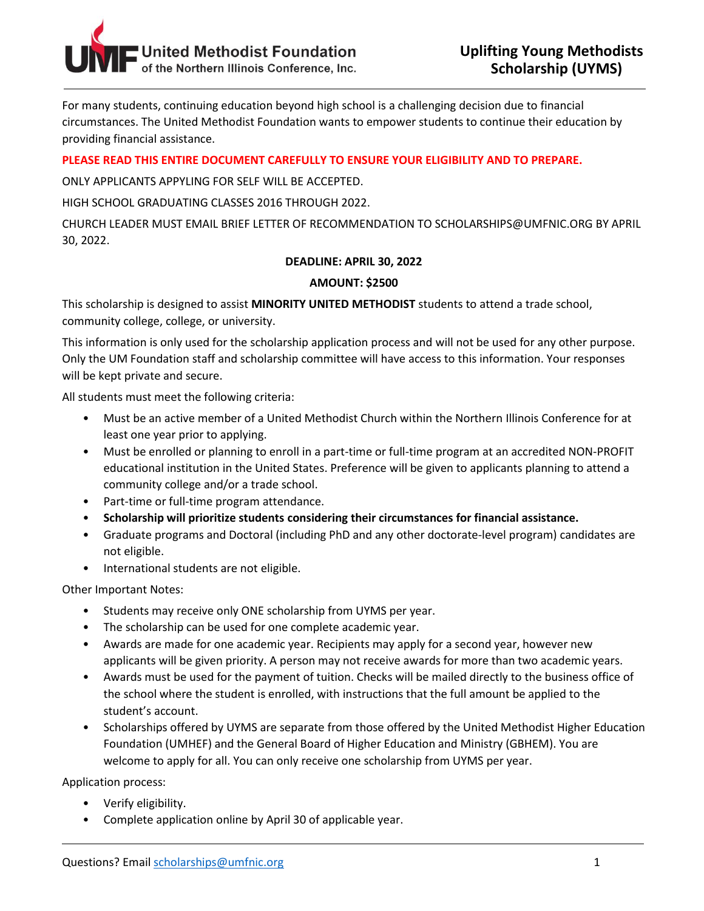# United Methodist Foundation of the Northern Illinois Conference, Inc.

# Uplifting Young Methodists Scholarship (UYMS)

For many students, continuing education beyond high school is a challenging decision due to financial circumstances. The United Methodist Foundation wants to empower students to continue their education by providing financial assistance.

**PLEASE READ THIS ENTIRE DOCUMENT CAREFULLY TO ENSURE YOUR ELIGIBILITY AND TO PREPARE.**

ONLY APPLICANTS APPYLING FOR SELF WILL BE ACCEPTED.

HIGH SCHOOL GRADUATING CLASSES 2016 THROUGH 2022.

CHURCH LEADER MUST EMAIL BRIEF LETTER OF RECOMMENDATION TO SCHOLARSHIPS@UMFNIC.ORG BY APRIL 30, 2022.

**DEADLINE: APRIL 30, 2022**

**AMOUNT: $2500**

This scholarship is designed to assist **MINORITY UNITED METHODIST** students to attend a trade school, community college, college, or university.

This information is only used for the scholarship application process and will not be used for any other purpose. Only the UM Foundation staff and scholarship committee will have access to this information. Your responses will be kept private and secure.

All students must meet the following criteria:

- Must be an active member of a United Methodist Church within the Northern Illinois Conference for at least one year prior to applying.
- Must be enrolled or planning to enroll in a part-time or full-time program at an accredited NON-PROFIT educational institution in the United States. Preference will be given to applicants planning to attend a community college and/or a trade school.
- Part-time or full-time program attendance.
- **Scholarship will prioritize students considering their circumstances for financial assistance.**
- Graduate programs and Doctoral (including PhD and any other doctorate-level program) candidates are not eligible.
- International students are not eligible.

Other Important Notes:

- Students may receive only ONE scholarship from UYMS per year.
- The scholarship can be used for one complete academic year.
- Awards are made for one academic year. Recipients may apply for a second year, however new applicants will be given priority. A person may not receive awards for more than two academic years.
- Awards must be used for the payment of tuition. Checks will be mailed directly to the business office of the school where the student is enrolled, with instructions that the full amount be applied to the student's account.
- Scholarships offered by UYMS are separate from those offered by the United Methodist Higher Education Foundation (UMHEF) and the General Board of Higher Education and Ministry (GBHEM). You are welcome to apply for all. You can only receive one scholarship from UYMS per year.

Application process:

- Verify eligibility.
- Complete application online by April 30 of applicable year.

Questions? Email scholarships@umfnic.org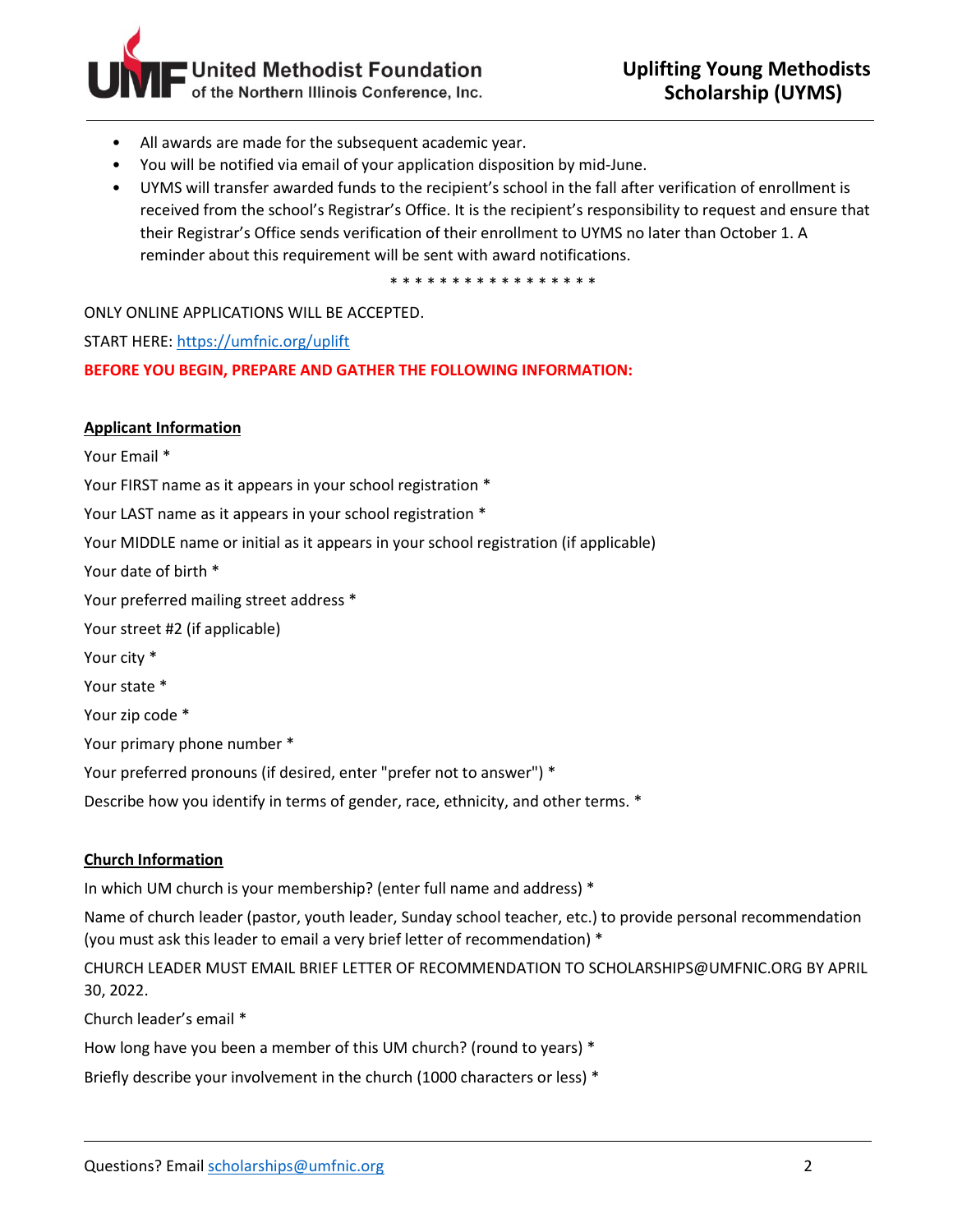- All awards are made for the subsequent academic year.
- You will be notified via email of your application disposition by mid-June.
- UYMS will transfer awarded funds to the recipient's school in the fall after verification of enrollment is received from the school's Registrar's Office. It is the recipient's responsibility to request and ensure that their Registrar's Office sends verification of their enrollment to UYMS no later than October 1. A reminder about this requirement will be sent with award notifications.

\* \* \* \* \* \* \* \* \* \* \* \* \* \* \* \* \*

ONLY ONLINE APPLICATIONS WILL BE ACCEPTED.

START HERE: [https://umfnic.org/uplift](https://umfnic.org/uplift)

**BEFORE YOU BEGIN, PREPARE AND GATHER THE FOLLOWING INFORMATION:**

**Applicant Information**

Your Email *

Your FIRST name as it appears in your school registration *

Your LAST name as it appears in your school registration *

Your MIDDLE name or initial as it appears in your school registration (if applicable)

Your date of birth *

Your preferred mailing street address *

Your street #2 (if applicable)

Your city *

Your state *

Your zip code *

Your primary phone number *

Your preferred pronouns (if desired, enter "prefer not to answer") *

Describe how you identify in terms of gender, race, ethnicity, and other terms. *

**Church Information**

In which UM church is your membership? (enter full name and address) *

Name of church leader (pastor, youth leader, Sunday school teacher, etc.) to provide personal recommendation (you must ask this leader to email a very brief letter of recommendation) *

CHURCH LEADER MUST EMAIL BRIEF LETTER OF RECOMMENDATION TO SCHOLARSHIPS@UMFNIC.ORG BY APRIL 30, 2022.

Church leader's email *

How long have you been a member of this UM church? (round to years) *

Briefly describe your involvement in the church (1000 characters or less) *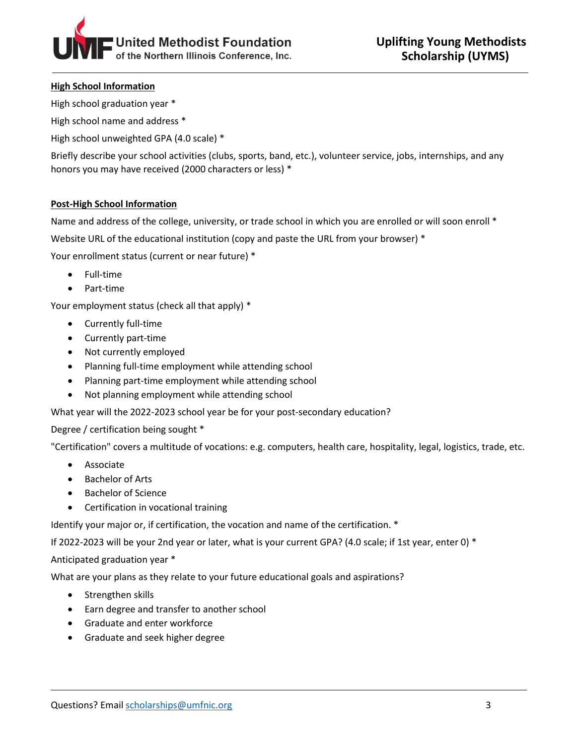#### High School Information

High school graduation year *

High school name and address *

High school unweighted GPA (4.0 scale) *

Briefly describe your school activities (clubs, sports, band, etc.), volunteer service, jobs, internships, and any honors you may have received (2000 characters or less) *

#### Post-High School Information

Name and address of the college, university, or trade school in which you are enrolled or will soon enroll *

Website URL of the educational institution (copy and paste the URL from your browser) *

Your enrollment status (current or near future) *

- Full-time
- Part-time

Your employment status (check all that apply) *

- Currently full-time
- Currently part-time
- Not currently employed
- Planning full-time employment while attending school
- Planning part-time employment while attending school
- Not planning employment while attending school

What year will the 2022-2023 school year be for your post-secondary education?

Degree / certification being sought *

"Certification" covers a multitude of vocations: e.g. computers, health care, hospitality, legal, logistics, trade, etc.

- Associate
- Bachelor of Arts
- Bachelor of Science
- Certification in vocational training

Identify your major or, if certification, the vocation and name of the certification. *

If 2022-2023 will be your 2nd year or later, what is your current GPA? (4.0 scale; if 1st year, enter 0) *

Anticipated graduation year *

What are your plans as they relate to your future educational goals and aspirations?

- Strengthen skills
- Earn degree and transfer to another school
- Graduate and enter workforce
- Graduate and seek higher degree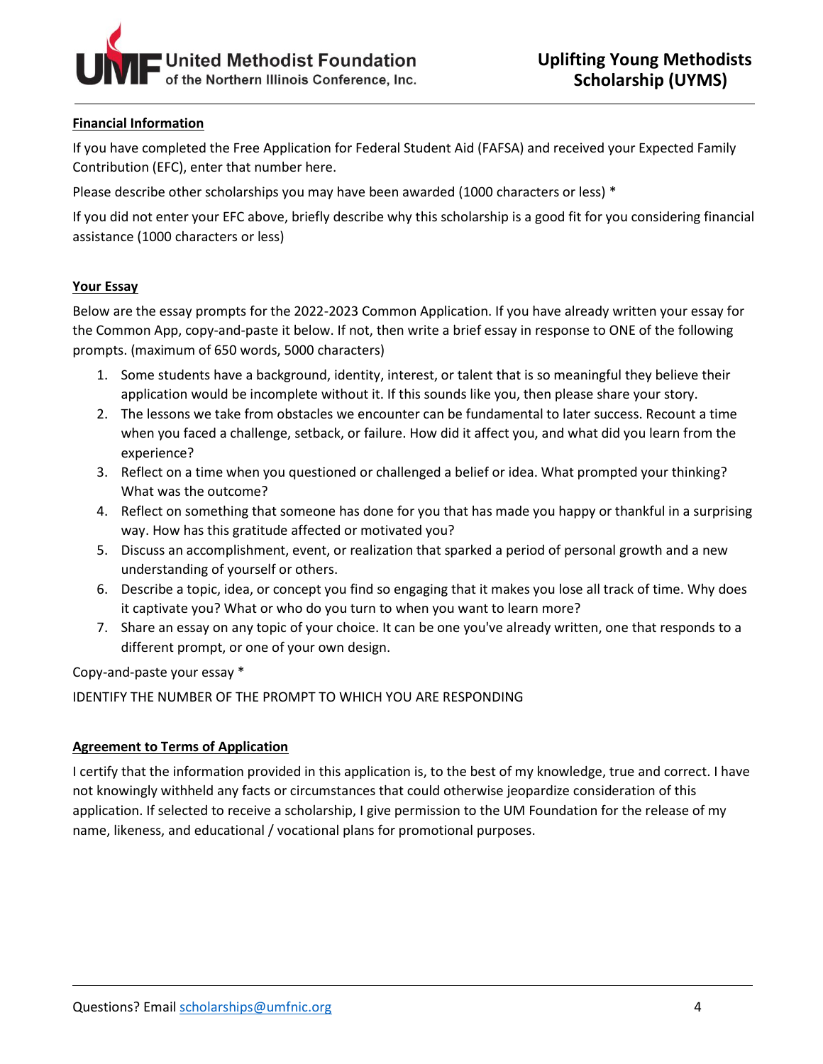**Financial Information**

If you have completed the Free Application for Federal Student Aid (FAFSA) and received your Expected Family Contribution (EFC), enter that number here.

Please describe other scholarships you may have been awarded (1000 characters or less) *

If you did not enter your EFC above, briefly describe why this scholarship is a good fit for you considering financial assistance (1000 characters or less)

**Your Essay**

Below are the essay prompts for the 2022-2023 Common Application. If you have already written your essay for the Common App, copy-and-paste it below. If not, then write a brief essay in response to ONE of the following prompts. (maximum of 650 words, 5000 characters)

1. Some students have a background, identity, interest, or talent that is so meaningful they believe their application would be incomplete without it. If this sounds like you, then please share your story.
2. The lessons we take from obstacles we encounter can be fundamental to later success. Recount a time when you faced a challenge, setback, or failure. How did it affect you, and what did you learn from the experience?
3. Reflect on a time when you questioned or challenged a belief or idea. What prompted your thinking? What was the outcome?
4. Reflect on something that someone has done for you that has made you happy or thankful in a surprising way. How has this gratitude affected or motivated you?
5. Discuss an accomplishment, event, or realization that sparked a period of personal growth and a new understanding of yourself or others.
6. Describe a topic, idea, or concept you find so engaging that it makes you lose all track of time. Why does it captivate you? What or who do you turn to when you want to learn more?
7. Share an essay on any topic of your choice. It can be one you've already written, one that responds to a different prompt, or one of your own design.

Copy-and-paste your essay *

IDENTIFY THE NUMBER OF THE PROMPT TO WHICH YOU ARE RESPONDING

**Agreement to Terms of Application**

I certify that the information provided in this application is, to the best of my knowledge, true and correct. I have not knowingly withheld any facts or circumstances that could otherwise jeopardize consideration of this application. If selected to receive a scholarship, I give permission to the UM Foundation for the release of my name, likeness, and educational / vocational plans for promotional purposes.